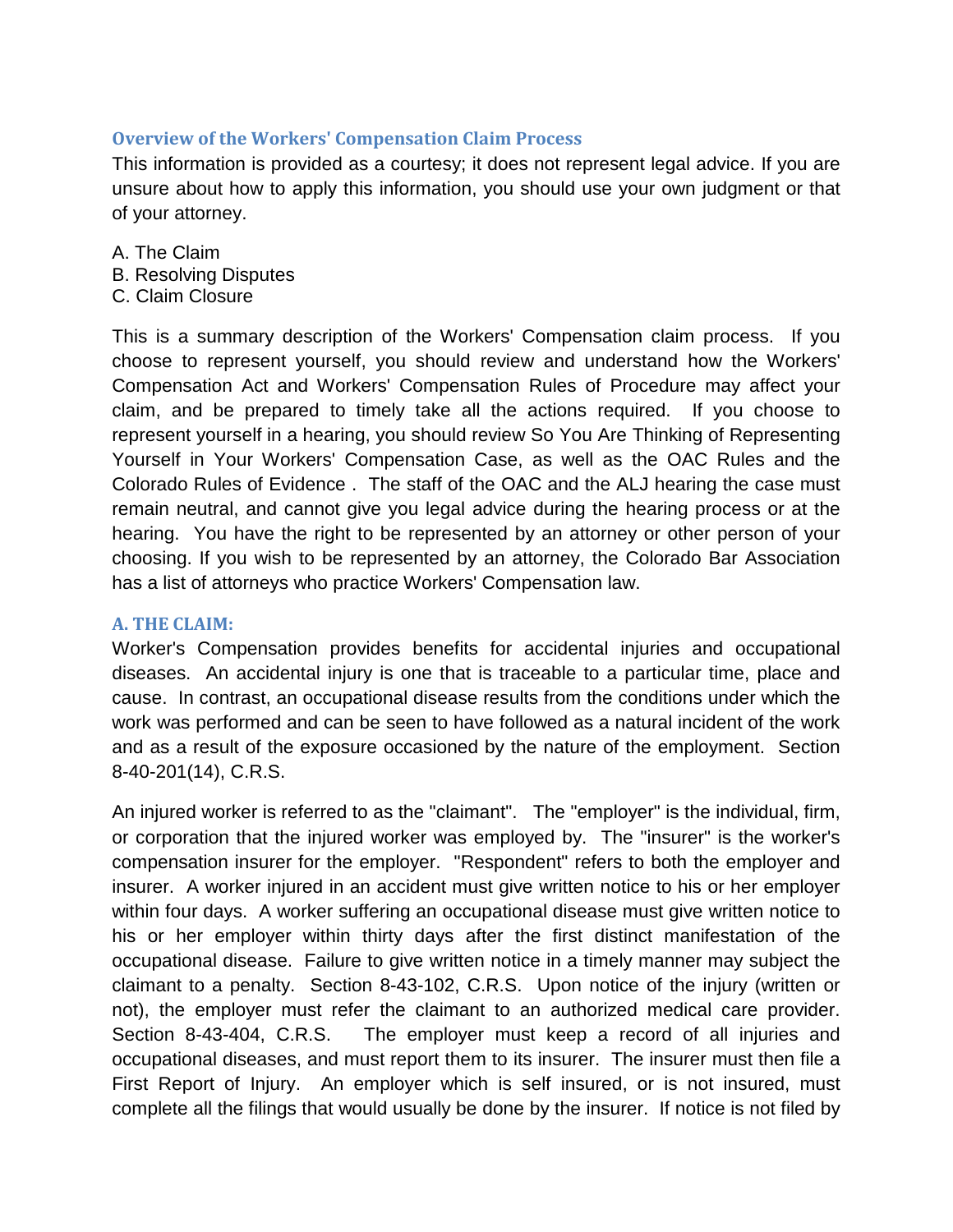## Overview of the Workers' Compensation Claim Process

This information is provided as a courtesy; it does not represent legal advice. If you are unsure about how to apply this information, you should use your own judgment or that of your attorney.

A. The Claim
B. Resolving Disputes
C. Claim Closure

This is a summary description of the Workers' Compensation claim process. If you choose to represent yourself, you should review and understand how the Workers' Compensation Act and Workers' Compensation Rules of Procedure may affect your claim, and be prepared to timely take all the actions required. If you choose to represent yourself in a hearing, you should review So You Are Thinking of Representing Yourself in Your Workers' Compensation Case, as well as the OAC Rules and the Colorado Rules of Evidence . The staff of the OAC and the ALJ hearing the case must remain neutral, and cannot give you legal advice during the hearing process or at the hearing. You have the right to be represented by an attorney or other person of your choosing. If you wish to be represented by an attorney, the Colorado Bar Association has a list of attorneys who practice Workers' Compensation law.

### A. THE CLAIM:

Worker's Compensation provides benefits for accidental injuries and occupational diseases. An accidental injury is one that is traceable to a particular time, place and cause. In contrast, an occupational disease results from the conditions under which the work was performed and can be seen to have followed as a natural incident of the work and as a result of the exposure occasioned by the nature of the employment. Section 8-40-201(14), C.R.S.

An injured worker is referred to as the "claimant". The "employer" is the individual, firm, or corporation that the injured worker was employed by. The "insurer" is the worker's compensation insurer for the employer. "Respondent" refers to both the employer and insurer. A worker injured in an accident must give written notice to his or her employer within four days. A worker suffering an occupational disease must give written notice to his or her employer within thirty days after the first distinct manifestation of the occupational disease. Failure to give written notice in a timely manner may subject the claimant to a penalty. Section 8-43-102, C.R.S. Upon notice of the injury (written or not), the employer must refer the claimant to an authorized medical care provider. Section 8-43-404, C.R.S. The employer must keep a record of all injuries and occupational diseases, and must report them to its insurer. The insurer must then file a First Report of Injury. An employer which is self insured, or is not insured, must complete all the filings that would usually be done by the insurer. If notice is not filed by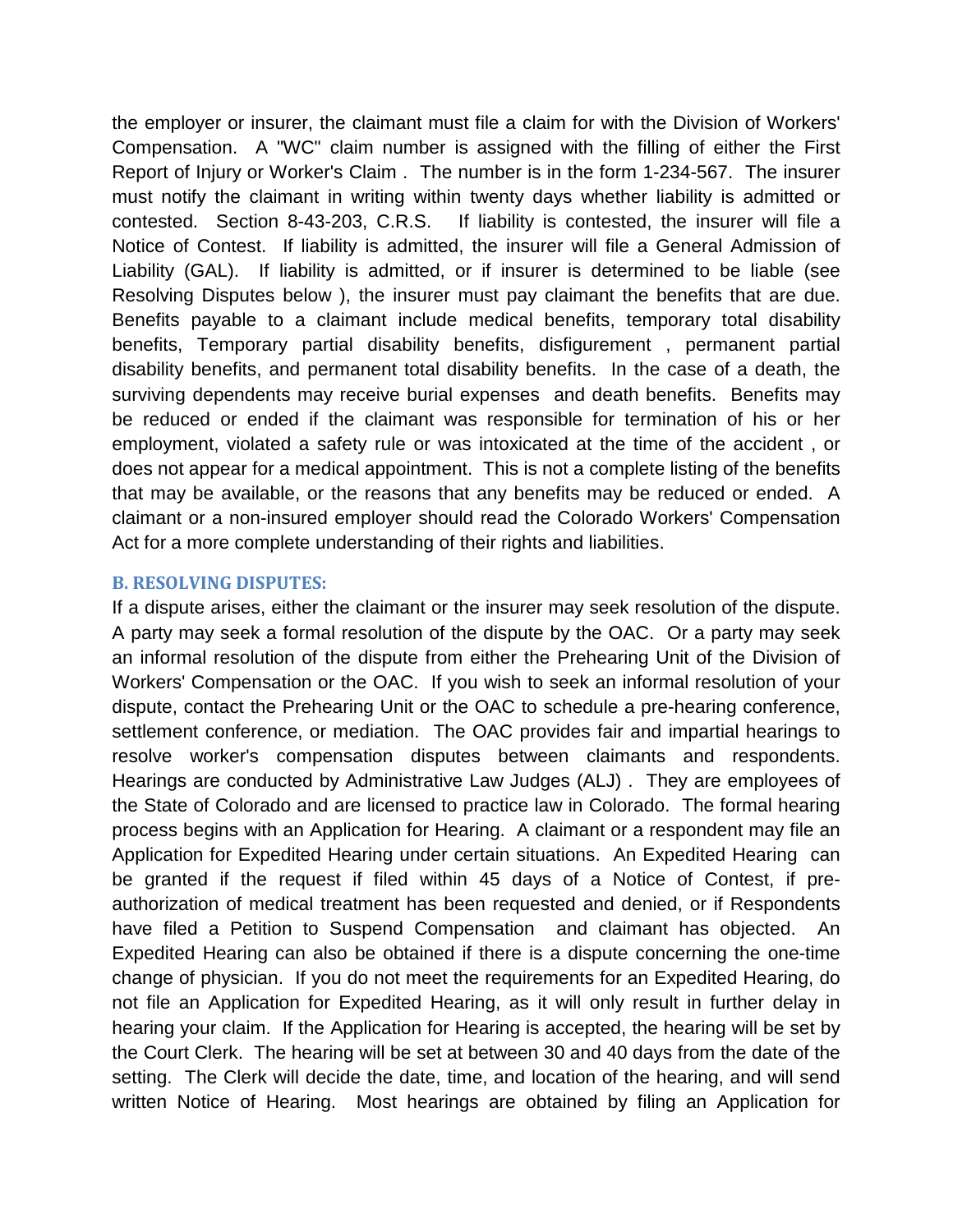the employer or insurer, the claimant must file a claim for with the Division of Workers' Compensation. A "WC" claim number is assigned with the filling of either the First Report of Injury or Worker's Claim . The number is in the form 1-234-567. The insurer must notify the claimant in writing within twenty days whether liability is admitted or contested. Section 8-43-203, C.R.S. If liability is contested, the insurer will file a Notice of Contest. If liability is admitted, the insurer will file a General Admission of Liability (GAL). If liability is admitted, or if insurer is determined to be liable (see Resolving Disputes below ), the insurer must pay claimant the benefits that are due. Benefits payable to a claimant include medical benefits, temporary total disability benefits, Temporary partial disability benefits, disfigurement , permanent partial disability benefits, and permanent total disability benefits. In the case of a death, the surviving dependents may receive burial expenses and death benefits. Benefits may be reduced or ended if the claimant was responsible for termination of his or her employment, violated a safety rule or was intoxicated at the time of the accident , or does not appear for a medical appointment. This is not a complete listing of the benefits that may be available, or the reasons that any benefits may be reduced or ended. A claimant or a non-insured employer should read the Colorado Workers' Compensation Act for a more complete understanding of their rights and liabilities.

### B. RESOLVING DISPUTES:

If a dispute arises, either the claimant or the insurer may seek resolution of the dispute. A party may seek a formal resolution of the dispute by the OAC. Or a party may seek an informal resolution of the dispute from either the Prehearing Unit of the Division of Workers' Compensation or the OAC. If you wish to seek an informal resolution of your dispute, contact the Prehearing Unit or the OAC to schedule a pre-hearing conference, settlement conference, or mediation. The OAC provides fair and impartial hearings to resolve worker's compensation disputes between claimants and respondents. Hearings are conducted by Administrative Law Judges (ALJ) . They are employees of the State of Colorado and are licensed to practice law in Colorado. The formal hearing process begins with an Application for Hearing. A claimant or a respondent may file an Application for Expedited Hearing under certain situations. An Expedited Hearing can be granted if the request if filed within 45 days of a Notice of Contest, if pre-authorization of medical treatment has been requested and denied, or if Respondents have filed a Petition to Suspend Compensation and claimant has objected. An Expedited Hearing can also be obtained if there is a dispute concerning the one-time change of physician. If you do not meet the requirements for an Expedited Hearing, do not file an Application for Expedited Hearing, as it will only result in further delay in hearing your claim. If the Application for Hearing is accepted, the hearing will be set by the Court Clerk. The hearing will be set at between 30 and 40 days from the date of the setting. The Clerk will decide the date, time, and location of the hearing, and will send written Notice of Hearing. Most hearings are obtained by filing an Application for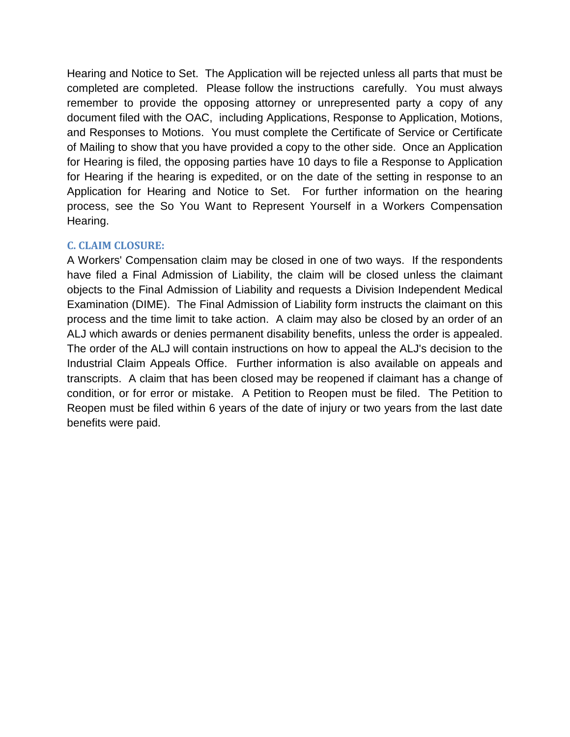Hearing and Notice to Set. The Application will be rejected unless all parts that must be completed are completed. Please follow the instructions carefully. You must always remember to provide the opposing attorney or unrepresented party a copy of any document filed with the OAC, including Applications, Response to Application, Motions, and Responses to Motions. You must complete the Certificate of Service or Certificate of Mailing to show that you have provided a copy to the other side. Once an Application for Hearing is filed, the opposing parties have 10 days to file a Response to Application for Hearing if the hearing is expedited, or on the date of the setting in response to an Application for Hearing and Notice to Set. For further information on the hearing process, see the So You Want to Represent Yourself in a Workers Compensation Hearing.

### C. CLAIM CLOSURE:

A Workers' Compensation claim may be closed in one of two ways. If the respondents have filed a Final Admission of Liability, the claim will be closed unless the claimant objects to the Final Admission of Liability and requests a Division Independent Medical Examination (DIME). The Final Admission of Liability form instructs the claimant on this process and the time limit to take action. A claim may also be closed by an order of an ALJ which awards or denies permanent disability benefits, unless the order is appealed. The order of the ALJ will contain instructions on how to appeal the ALJ's decision to the Industrial Claim Appeals Office. Further information is also available on appeals and transcripts. A claim that has been closed may be reopened if claimant has a change of condition, or for error or mistake. A Petition to Reopen must be filed. The Petition to Reopen must be filed within 6 years of the date of injury or two years from the last date benefits were paid.